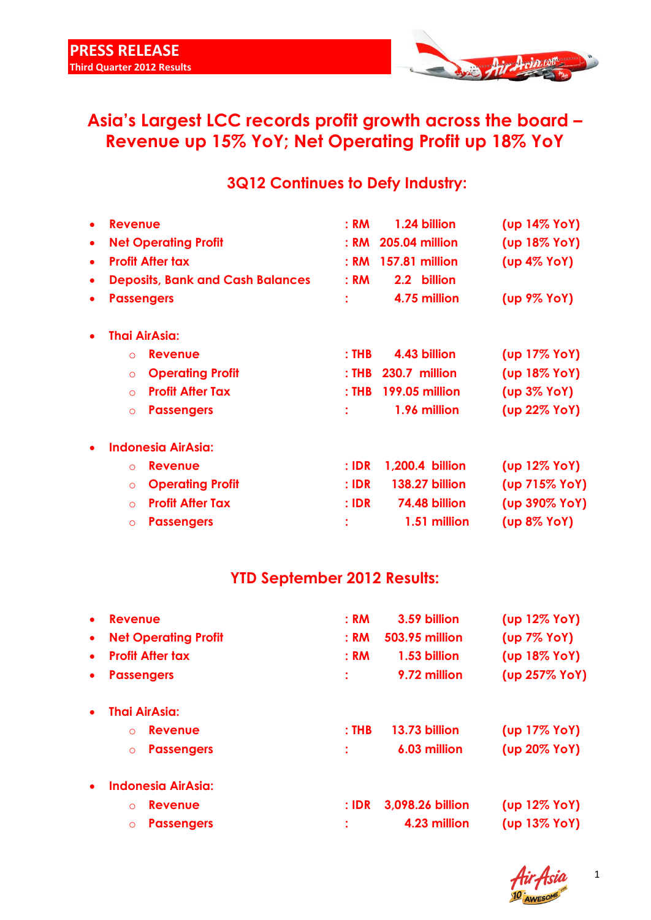**PRESS RELEASE**
**Third Quarter 2012 Results**

# Asia's Largest LCC records profit growth across the board – Revenue up 15% YoY; Net Operating Profit up 18% YoY

## 3Q12 Continues to Defy Industry:

- **Revenue** : RM 1.24 billion (up 14% YoY)
- **Net Operating Profit** : RM 205.04 million (up 18% YoY)
- **Profit After tax** : RM 157.81 million (up 4% YoY)
- **Deposits, Bank and Cash Balances** : RM 2.2 billion
- **Passengers** : 4.75 million (up 9% YoY)

- **Thai AirAsia:**
  - **Revenue** : THB 4.43 billion (up 17% YoY)
  - **Operating Profit** : THB 230.7 million (up 18% YoY)
  - **Profit After Tax** : THB 199.05 million (up 3% YoY)
  - **Passengers** : 1.96 million (up 22% YoY)

- **Indonesia AirAsia:**
  - **Revenue** : IDR 1,200.4 billion (up 12% YoY)
  - **Operating Profit** : IDR 138.27 billion (up 715% YoY)
  - **Profit After Tax** : IDR 74.48 billion (up 390% YoY)
  - **Passengers** : 1.51 million (up 8% YoY)

## YTD September 2012 Results:

- **Revenue** : RM 3.59 billion (up 12% YoY)
- **Net Operating Profit** : RM 503.95 million (up 7% YoY)
- **Profit After tax** : RM 1.53 billion (up 18% YoY)
- **Passengers** : 9.72 million (up 257% YoY)

- **Thai AirAsia:**
  - **Revenue** : THB 13.73 billion (up 17% YoY)
  - **Passengers** : 6.03 million (up 20% YoY)

- **Indonesia AirAsia:**
  - **Revenue** : IDR 3,098.26 billion (up 12% YoY)
  - **Passengers** : 4.23 million (up 13% YoY)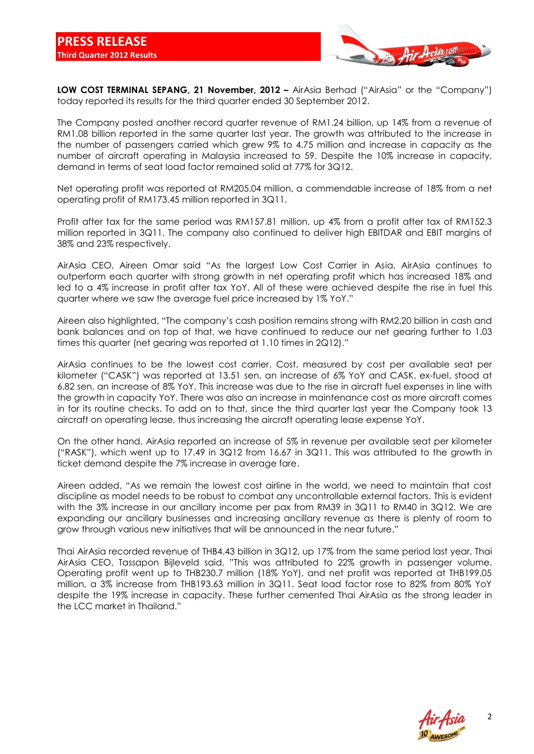# PRESS RELEASE

## Third Quarter 2012 Results

**LOW COST TERMINAL SEPANG, 21 November, 2012 –** AirAsia Berhad ("AirAsia" or the "Company") today reported its results for the third quarter ended 30 September 2012.

The Company posted another record quarter revenue of RM1.24 billion, up 14% from a revenue of RM1.08 billion reported in the same quarter last year. The growth was attributed to the increase in the number of passengers carried which grew 9% to 4.75 million and increase in capacity as the number of aircraft operating in Malaysia increased to 59. Despite the 10% increase in capacity, demand in terms of seat load factor remained solid at 77% for 3Q12.

Net operating profit was reported at RM205.04 million, a commendable increase of 18% from a net operating profit of RM173.45 million reported in 3Q11.

Profit after tax for the same period was RM157.81 million, up 4% from a profit after tax of RM152.3 million reported in 3Q11. The company also continued to deliver high EBITDAR and EBIT margins of 38% and 23% respectively.

AirAsia CEO, Aireen Omar said "As the largest Low Cost Carrier in Asia, AirAsia continues to outperform each quarter with strong growth in net operating profit which has increased 18% and led to a 4% increase in profit after tax YoY. All of these were achieved despite the rise in fuel this quarter where we saw the average fuel price increased by 1% YoY."

Aireen also highlighted, "The company's cash position remains strong with RM2.20 billion in cash and bank balances and on top of that, we have continued to reduce our net gearing further to 1.03 times this quarter (net gearing was reported at 1.10 times in 2Q12)."

AirAsia continues to be the lowest cost carrier. Cost, measured by cost per available seat per kilometer ("CASK") was reported at 13.51 sen, an increase of 6% YoY and CASK, ex-fuel, stood at 6.82 sen, an increase of 8% YoY. This increase was due to the rise in aircraft fuel expenses in line with the growth in capacity YoY. There was also an increase in maintenance cost as more aircraft comes in for its routine checks. To add on to that, since the third quarter last year the Company took 13 aircraft on operating lease, thus increasing the aircraft operating lease expense YoY.

On the other hand, AirAsia reported an increase of 5% in revenue per available seat per kilometer ("RASK"), which went up to 17.49 in 3Q12 from 16.67 in 3Q11. This was attributed to the growth in ticket demand despite the 7% increase in average fare.

Aireen added, "As we remain the lowest cost airline in the world, we need to maintain that cost discipline as model needs to be robust to combat any uncontrollable external factors. This is evident with the 3% increase in our ancillary income per pax from RM39 in 3Q11 to RM40 in 3Q12. We are expanding our ancillary businesses and increasing ancillary revenue as there is plenty of room to grow through various new initiatives that will be announced in the near future."

Thai AirAsia recorded revenue of THB4.43 billion in 3Q12, up 17% from the same period last year. Thai AirAsia CEO, Tassapon Bijleveld said, "This was attributed to 22% growth in passenger volume. Operating profit went up to THB230.7 million (18% YoY), and net profit was reported at THB199.05 million, a 3% increase from THB193.63 million in 3Q11. Seat load factor rose to 82% from 80% YoY despite the 19% increase in capacity. These further cemented Thai AirAsia as the strong leader in the LCC market in Thailand."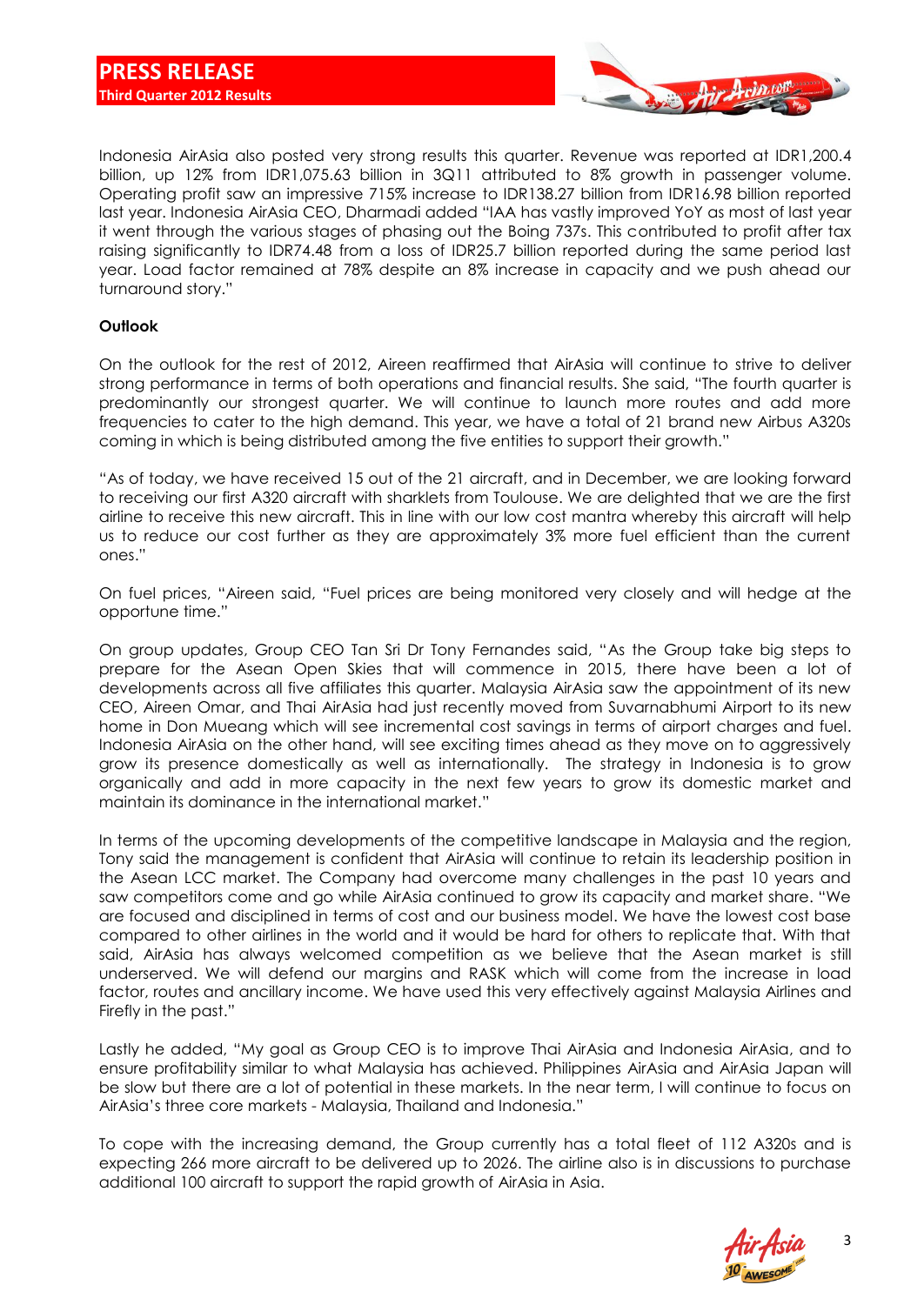Indonesia AirAsia also posted very strong results this quarter. Revenue was reported at IDR1,200.4 billion, up 12% from IDR1,075.63 billion in 3Q11 attributed to 8% growth in passenger volume. Operating profit saw an impressive 715% increase to IDR138.27 billion from IDR16.98 billion reported last year. Indonesia AirAsia CEO, Dharmadi added "IAA has vastly improved YoY as most of last year it went through the various stages of phasing out the Boing 737s. This contributed to profit after tax raising significantly to IDR74.48 from a loss of IDR25.7 billion reported during the same period last year. Load factor remained at 78% despite an 8% increase in capacity and we push ahead our turnaround story."

**Outlook**

On the outlook for the rest of 2012, Aireen reaffirmed that AirAsia will continue to strive to deliver strong performance in terms of both operations and financial results. She said, "The fourth quarter is predominantly our strongest quarter. We will continue to launch more routes and add more frequencies to cater to the high demand. This year, we have a total of 21 brand new Airbus A320s coming in which is being distributed among the five entities to support their growth."

"As of today, we have received 15 out of the 21 aircraft, and in December, we are looking forward to receiving our first A320 aircraft with sharklets from Toulouse. We are delighted that we are the first airline to receive this new aircraft. This in line with our low cost mantra whereby this aircraft will help us to reduce our cost further as they are approximately 3% more fuel efficient than the current ones."

On fuel prices, "Aireen said, "Fuel prices are being monitored very closely and will hedge at the opportune time."

On group updates, Group CEO Tan Sri Dr Tony Fernandes said, "As the Group take big steps to prepare for the Asean Open Skies that will commence in 2015, there have been a lot of developments across all five affiliates this quarter. Malaysia AirAsia saw the appointment of its new CEO, Aireen Omar, and Thai AirAsia had just recently moved from Suvarnabhumi Airport to its new home in Don Mueang which will see incremental cost savings in terms of airport charges and fuel. Indonesia AirAsia on the other hand, will see exciting times ahead as they move on to aggressively grow its presence domestically as well as internationally. The strategy in Indonesia is to grow organically and add in more capacity in the next few years to grow its domestic market and maintain its dominance in the international market."

In terms of the upcoming developments of the competitive landscape in Malaysia and the region, Tony said the management is confident that AirAsia will continue to retain its leadership position in the Asean LCC market. The Company had overcome many challenges in the past 10 years and saw competitors come and go while AirAsia continued to grow its capacity and market share. "We are focused and disciplined in terms of cost and our business model. We have the lowest cost base compared to other airlines in the world and it would be hard for others to replicate that. With that said, AirAsia has always welcomed competition as we believe that the Asean market is still underserved. We will defend our margins and RASK which will come from the increase in load factor, routes and ancillary income. We have used this very effectively against Malaysia Airlines and Firefly in the past."

Lastly he added, "My goal as Group CEO is to improve Thai AirAsia and Indonesia AirAsia, and to ensure profitability similar to what Malaysia has achieved. Philippines AirAsia and AirAsia Japan will be slow but there are a lot of potential in these markets. In the near term, I will continue to focus on AirAsia's three core markets - Malaysia, Thailand and Indonesia."

To cope with the increasing demand, the Group currently has a total fleet of 112 A320s and is expecting 266 more aircraft to be delivered up to 2026. The airline also is in discussions to purchase additional 100 aircraft to support the rapid growth of AirAsia in Asia.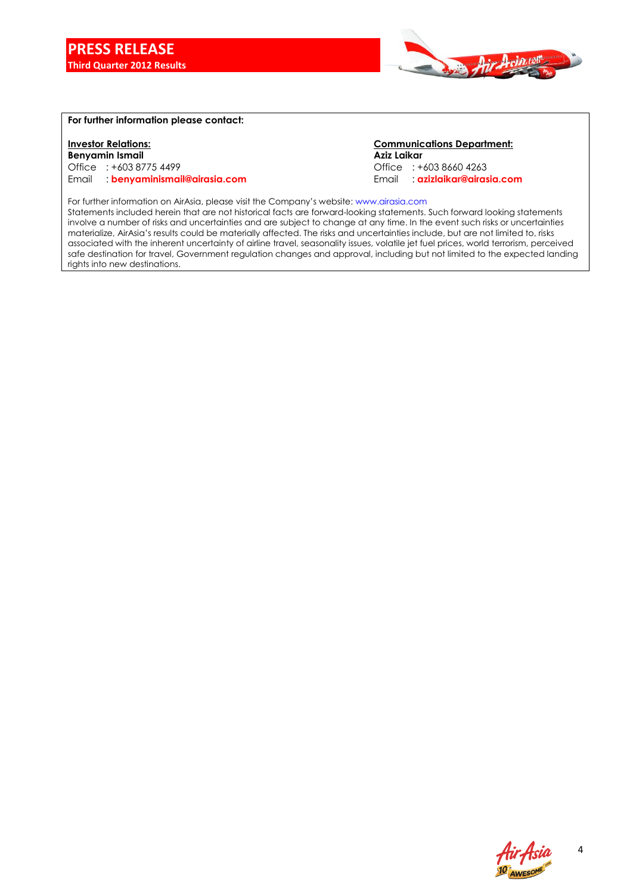**For further information please contact:**

**Investor Relations:**
**Benyamin Ismail**
Office : +603 8775 4499
Email : **benyaminismail@airasia.com**

**Communications Department:**
**Aziz Laikar**
Office : +603 8660 4263
Email : **azizlaikar@airasia.com**

For further information on AirAsia, please visit the Company's website: www.airasia.com
Statements included herein that are not historical facts are forward-looking statements. Such forward looking statements involve a number of risks and uncertainties and are subject to change at any time. In the event such risks or uncertainties materialize, AirAsia's results could be materially affected. The risks and uncertainties include, but are not limited to, risks associated with the inherent uncertainty of airline travel, seasonality issues, volatile jet fuel prices, world terrorism, perceived safe destination for travel, Government regulation changes and approval, including but not limited to the expected landing rights into new destinations.